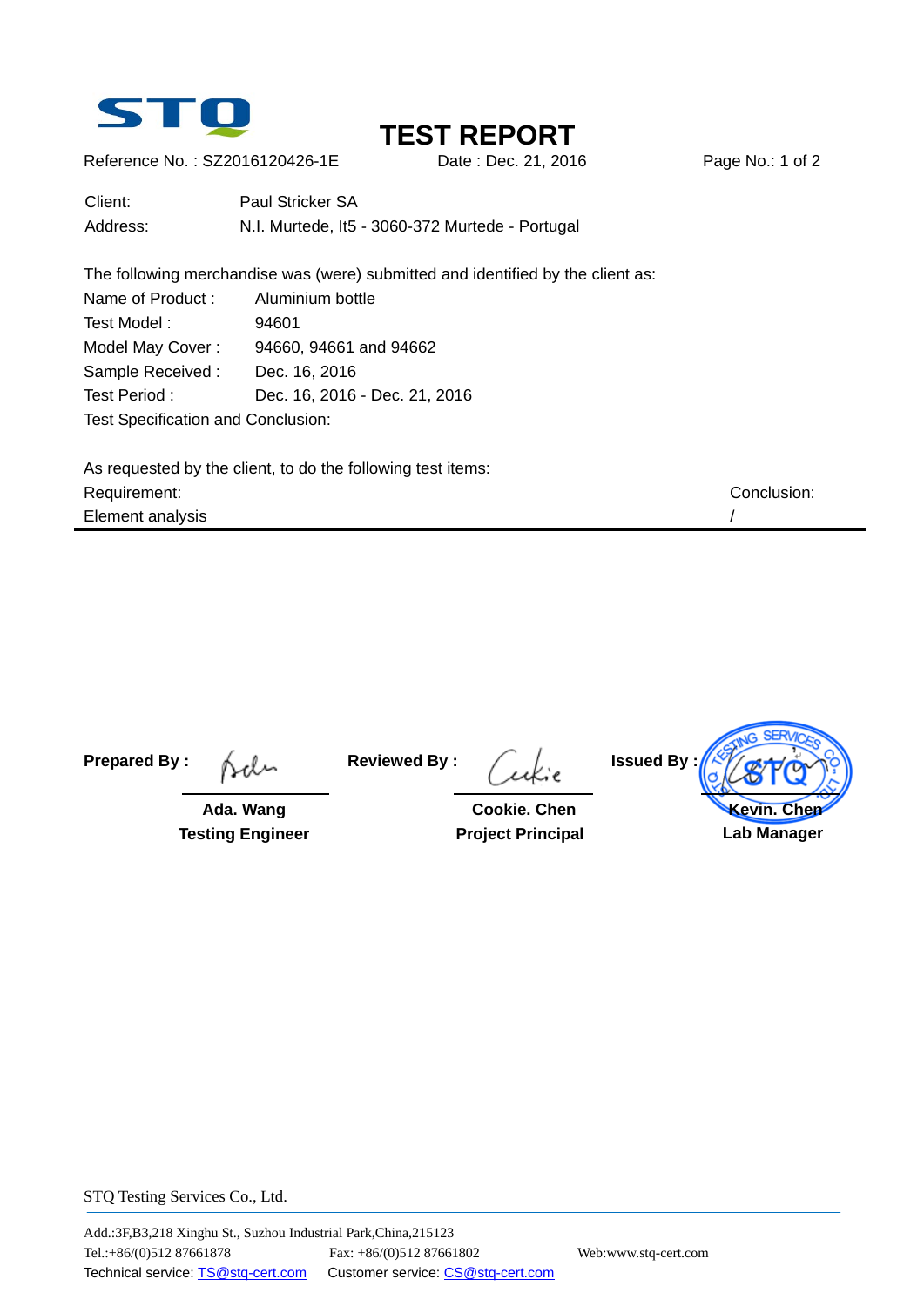STQ

# TEST REPORT

Reference No. : SZ2016120426-1E　　Date : Dec. 21, 2016

Client: Paul Stricker SA

Address: N.I. Murtede, It5 - 3060-372 Murtede - Portugal

The following merchandise was (were) submitted and identified by the client as:

Name of Product : Aluminium bottle

Test Model : 94601

Model May Cover : 94660, 94661 and 94662

Sample Received : Dec. 16, 2016

Test Period : Dec. 16, 2016 - Dec. 21, 2016

Test Specification and Conclusion:

As requested by the client, to do the following test items:

| Requirement: | Conclusion: |
|---|---|
| Element analysis | / |

**Prepared By :** Ada. Wang — **Testing Engineer**

**Reviewed By :** Cookie. Chen — **Project Principal**

**Issued By :** Kevin. Chen — **Lab Manager**

STQ Testing Services Co., Ltd.

Add.:3F,B3,218 Xinghu St., Suzhou Industrial Park,China,215123

Tel.:+86/(0)512 87661878　Fax: +86/(0)512 87661802　Web:www.stq-cert.com

Technical service: TS@stq-cert.com　Customer service: CS@stq-cert.com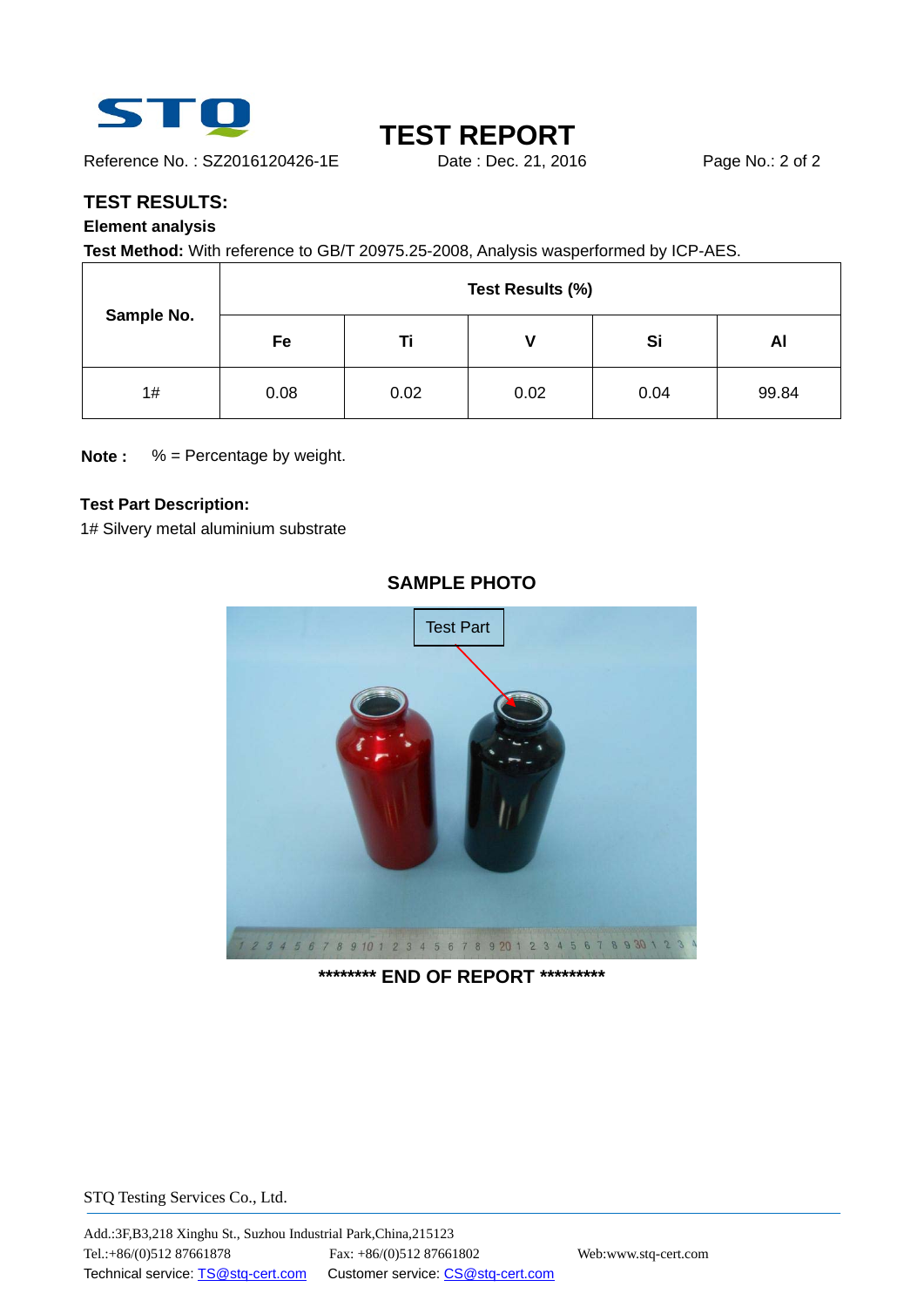# TEST REPORT

Reference No. : SZ2016120426-1E        Date : Dec. 21, 2016

## TEST RESULTS:

**Element analysis**

**Test Method:** With reference to GB/T 20975.25-2008, Analysis wasperformed by ICP-AES.

| Sample No. | Test Results (%) | | | | |
|---|---|---|---|---|---|
| | Fe | Ti | V | Si | Al |
| 1# | 0.08 | 0.02 | 0.02 | 0.04 | 99.84 |

**Note :** % = Percentage by weight.

**Test Part Description:**

1# Silvery metal aluminium substrate

**SAMPLE PHOTO**

Test Part

******** END OF REPORT *********

STQ Testing Services Co., Ltd.

Add.:3F,B3,218 Xinghu St., Suzhou Industrial Park,China,215123

Tel.:+86/(0)512 87661878    Fax: +86/(0)512 87661802    Web:www.stq-cert.com

Technical service: TS@stq-cert.com    Customer service: CS@stq-cert.com